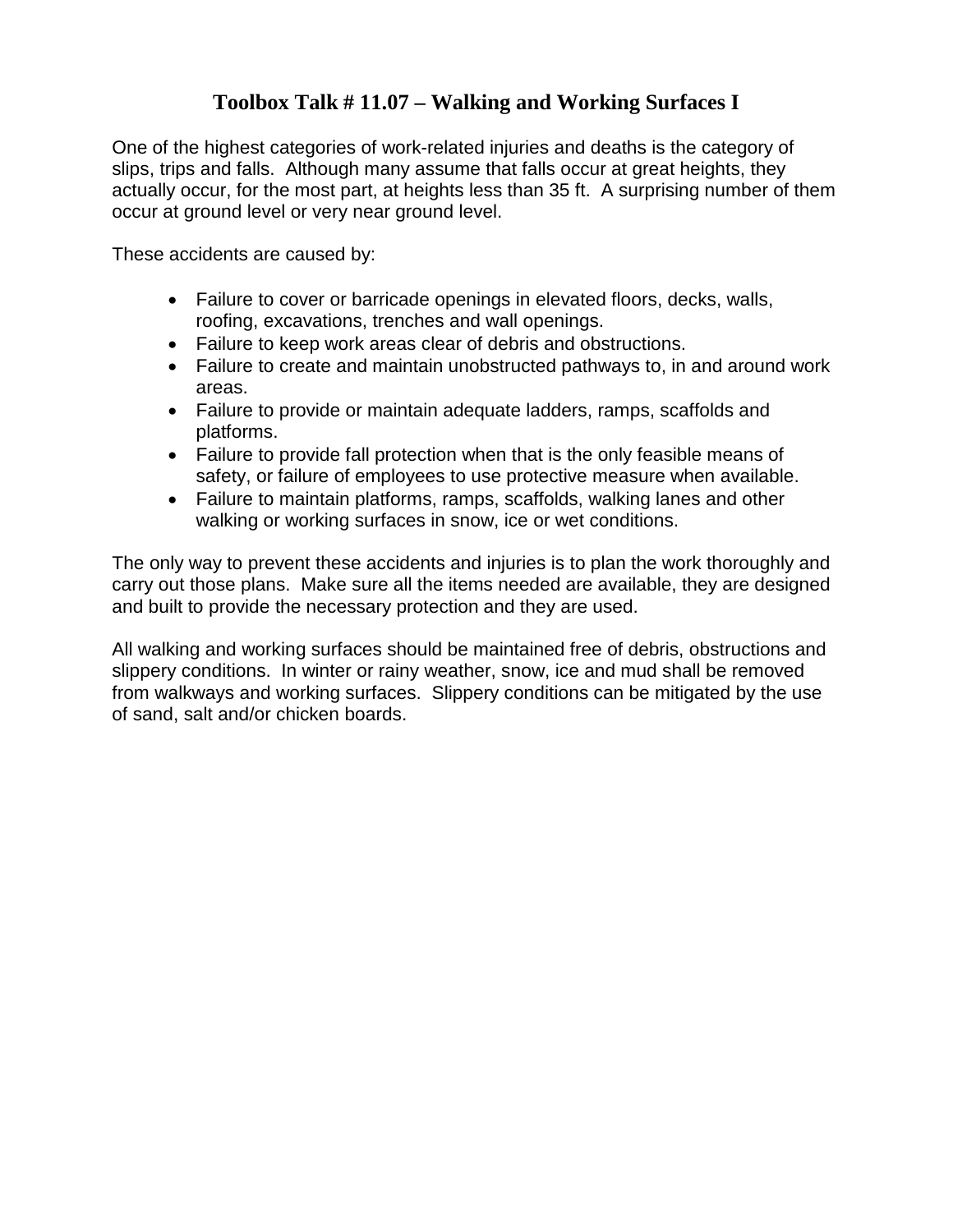# Toolbox Talk # 11.07 – Walking and Working Surfaces I

One of the highest categories of work-related injuries and deaths is the category of slips, trips and falls. Although many assume that falls occur at great heights, they actually occur, for the most part, at heights less than 35 ft. A surprising number of them occur at ground level or very near ground level.

These accidents are caused by:

- Failure to cover or barricade openings in elevated floors, decks, walls, roofing, excavations, trenches and wall openings.
- Failure to keep work areas clear of debris and obstructions.
- Failure to create and maintain unobstructed pathways to, in and around work areas.
- Failure to provide or maintain adequate ladders, ramps, scaffolds and platforms.
- Failure to provide fall protection when that is the only feasible means of safety, or failure of employees to use protective measure when available.
- Failure to maintain platforms, ramps, scaffolds, walking lanes and other walking or working surfaces in snow, ice or wet conditions.

The only way to prevent these accidents and injuries is to plan the work thoroughly and carry out those plans. Make sure all the items needed are available, they are designed and built to provide the necessary protection and they are used.

All walking and working surfaces should be maintained free of debris, obstructions and slippery conditions. In winter or rainy weather, snow, ice and mud shall be removed from walkways and working surfaces. Slippery conditions can be mitigated by the use of sand, salt and/or chicken boards.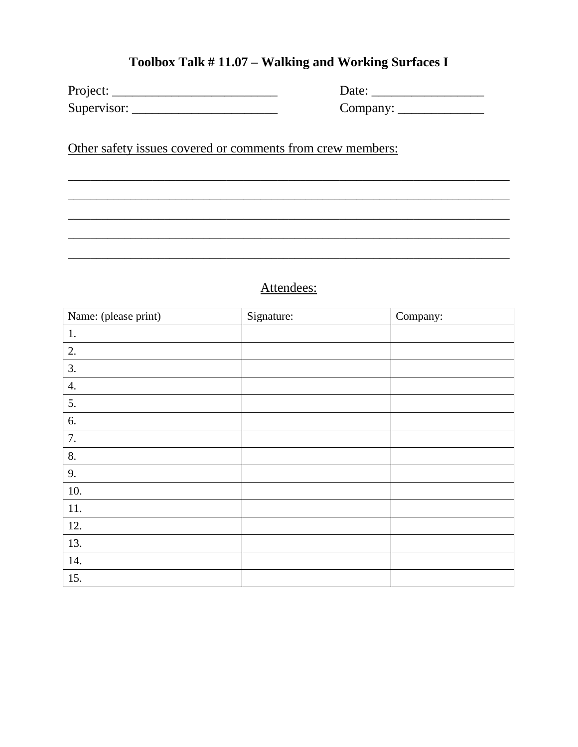# Toolbox Talk # 11.07 – Walking and Working Surfaces I

Project: _________________________ Date: _________________

Supervisor: ______________________ Company: _____________

Other safety issues covered or comments from crew members:

____________________________________________________________________

____________________________________________________________________

____________________________________________________________________

____________________________________________________________________

____________________________________________________________________

Attendees:

| Name: (please print) | Signature: | Company: |
|---|---|---|
| 1. | | |
| 2. | | |
| 3. | | |
| 4. | | |
| 5. | | |
| 6. | | |
| 7. | | |
| 8. | | |
| 9. | | |
| 10. | | |
| 11. | | |
| 12. | | |
| 13. | | |
| 14. | | |
| 15. | | |